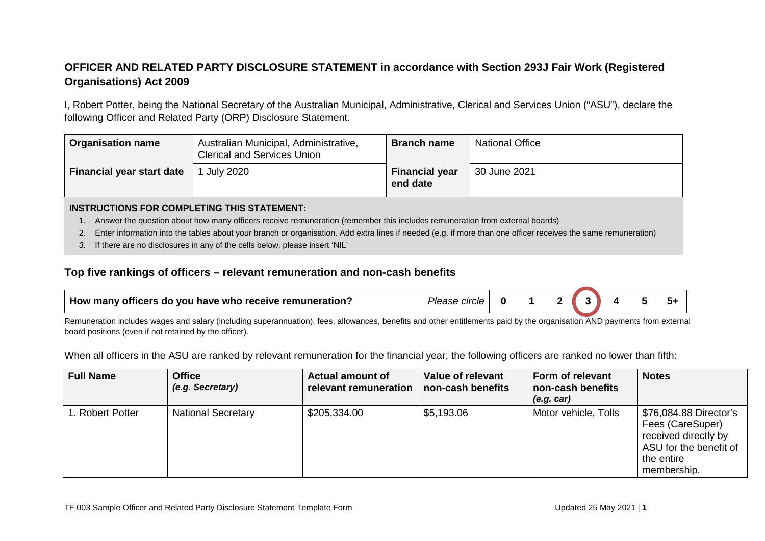## OFFICER AND RELATED PARTY DISCLOSURE STATEMENT in accordance with Section 293J Fair Work (Registered Organisations) Act 2009

I, Robert Potter, being the National Secretary of the Australian Municipal, Administrative, Clerical and Services Union ("ASU"), declare the following Officer and Related Party (ORP) Disclosure Statement.

| **Organisation name** | Australian Municipal, Administrative, Clerical and Services Union | **Branch name** | National Office |
|---|---|---|---|
| **Financial year start date** | 1 July 2020 | **Financial year end date** | 30 June 2021 |

**INSTRUCTIONS FOR COMPLETING THIS STATEMENT:**

1. Answer the question about how many officers receive remuneration (remember this includes remuneration from external boards)
2. Enter information into the tables about your branch or organisation. Add extra lines if needed (e.g. if more than one officer receives the same remuneration)
3. If there are no disclosures in any of the cells below, please insert 'NIL'

### Top five rankings of officers – relevant remuneration and non-cash benefits

| **How many officers do you have who receive remuneration?** | *Please circle* | 0 | 1 | 2 | 3 (circled) | 4 | 5 | 5+ |
|---|---|---|---|---|---|---|---|---|

Remuneration includes wages and salary (including superannuation), fees, allowances, benefits and other entitlements paid by the organisation AND payments from external board positions (even if not retained by the officer).

When all officers in the ASU are ranked by relevant remuneration for the financial year, the following officers are ranked no lower than fifth:

| **Full Name** | **Office** *(e.g. Secretary)* | **Actual amount of relevant remuneration** | **Value of relevant non-cash benefits** | **Form of relevant non-cash benefits** *(e.g. car)* | **Notes** |
|---|---|---|---|---|---|
| 1. Robert Potter | National Secretary | $205,334.00 | $5,193.06 | Motor vehicle, Tolls | $76,084.88 Director's Fees (CareSuper) received directly by ASU for the benefit of the entire membership. |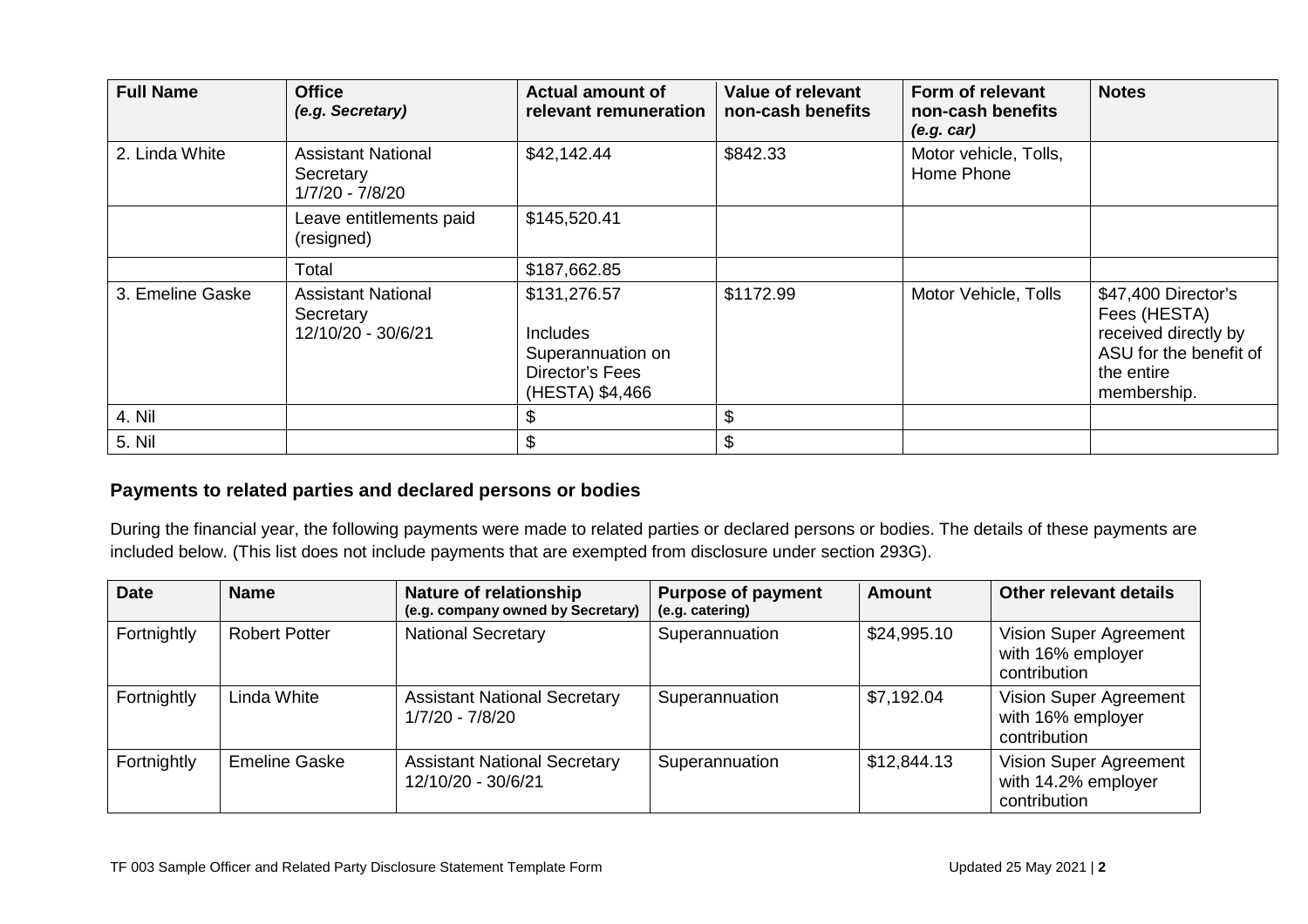| Full Name | Office *(e.g. Secretary)* | Actual amount of relevant remuneration | Value of relevant non-cash benefits | Form of relevant non-cash benefits *(e.g. car)* | Notes |
|---|---|---|---|---|---|
| 2. Linda White | Assistant National Secretary 1/7/20 - 7/8/20 | $42,142.44 | $842.33 | Motor vehicle, Tolls, Home Phone | |
| | Leave entitlements paid (resigned) | $145,520.41 | | | |
| | Total | $187,662.85 | | | |
| 3. Emeline Gaske | Assistant National Secretary 12/10/20 - 30/6/21 | $131,276.57 Includes Superannuation on Director's Fees (HESTA) $4,466 | $1172.99 | Motor Vehicle, Tolls | $47,400 Director's Fees (HESTA) received directly by ASU for the benefit of the entire membership. |
| 4. Nil | | $ | $ | | |
| 5. Nil | | $ | $ | | |

## Payments to related parties and declared persons or bodies

During the financial year, the following payments were made to related parties or declared persons or bodies. The details of these payments are included below. (This list does not include payments that are exempted from disclosure under section 293G).

| Date | Name | Nature of relationship (e.g. company owned by Secretary) | Purpose of payment (e.g. catering) | Amount | Other relevant details |
|---|---|---|---|---|---|
| Fortnightly | Robert Potter | National Secretary | Superannuation | $24,995.10 | Vision Super Agreement with 16% employer contribution |
| Fortnightly | Linda White | Assistant National Secretary 1/7/20 - 7/8/20 | Superannuation | $7,192.04 | Vision Super Agreement with 16% employer contribution |
| Fortnightly | Emeline Gaske | Assistant National Secretary 12/10/20 - 30/6/21 | Superannuation | $12,844.13 | Vision Super Agreement with 14.2% employer contribution |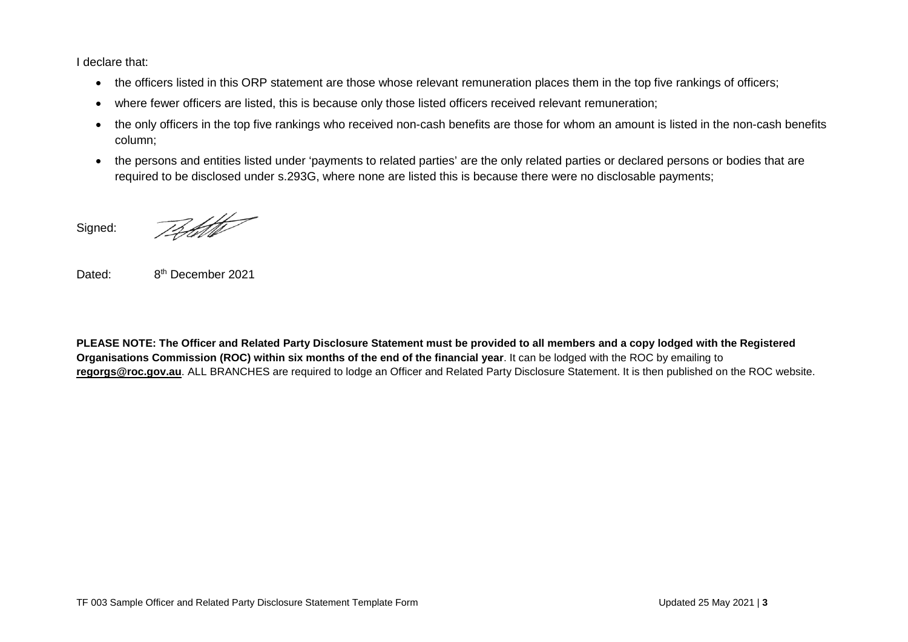I declare that:

- the officers listed in this ORP statement are those whose relevant remuneration places them in the top five rankings of officers;
- where fewer officers are listed, this is because only those listed officers received relevant remuneration;
- the only officers in the top five rankings who received non-cash benefits are those for whom an amount is listed in the non-cash benefits column;
- the persons and entities listed under 'payments to related parties' are the only related parties or declared persons or bodies that are required to be disclosed under s.293G, where none are listed this is because there were no disclosable payments;

Signed:

Dated: 8th December 2021

**PLEASE NOTE: The Officer and Related Party Disclosure Statement must be provided to all members and a copy lodged with the Registered Organisations Commission (ROC) within six months of the end of the financial year**. It can be lodged with the ROC by emailing to **regorgs@roc.gov.au**. ALL BRANCHES are required to lodge an Officer and Related Party Disclosure Statement. It is then published on the ROC website.